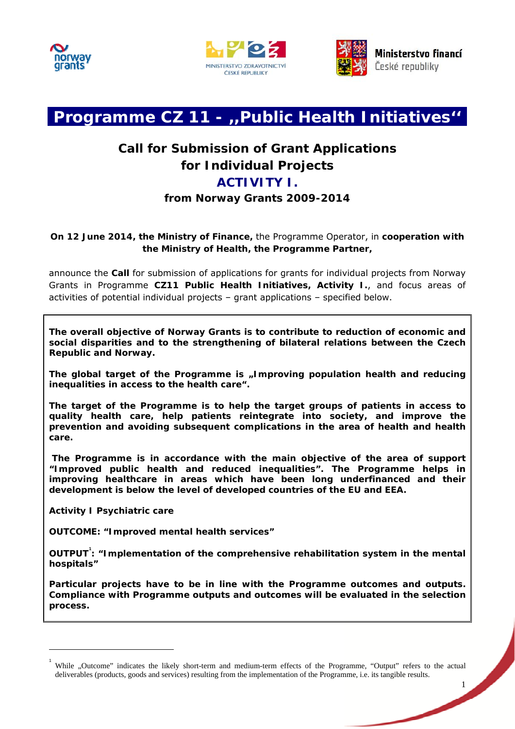# Programme CZ 11 - „Public Health Initiatives"

## Call for Submission of Grant Applications for Individual Projects

## ACTIVITY I.

### from Norway Grants 2009-2014

**On 12 June 2014, the Ministry of Finance,** the Programme Operator, in **cooperation with the Ministry of Health, the Programme Partner,**

announce the **Call** for submission of applications for grants for individual projects from Norway Grants in Programme **CZ11 Public Health Initiatives, Activity I.**, and focus areas of activities of potential individual projects – grant applications – specified below.

**The overall objective of Norway Grants is to contribute to reduction of economic and social disparities and to the strengthening of bilateral relations between the Czech Republic and Norway.**

**The global target of the Programme is „Improving population health and reducing inequalities in access to the health care".**

**The target of the Programme is to help the target groups of patients in access to quality health care, help patients reintegrate into society, and improve the prevention and avoiding subsequent complications in the area of health and health care.**

**The Programme is in accordance with the main objective of the area of support "Improved public health and reduced inequalities". The Programme helps in improving healthcare in areas which have been long underfinanced and their development is below the level of developed countries of the EU and EEA.**

**Activity I Psychiatric care**

**OUTCOME: "Improved mental health services"**

**OUTPUT[1]: "Implementation of the comprehensive rehabilitation system in the mental hospitals"**

**Particular projects have to be in line with the Programme outcomes and outputs. Compliance with Programme outputs and outcomes will be evaluated in the selection process.**

---

[1] While „Outcome" indicates the likely short-term and medium-term effects of the Programme, "Output" refers to the actual deliverables (products, goods and services) resulting from the implementation of the Programme, i.e. its tangible results.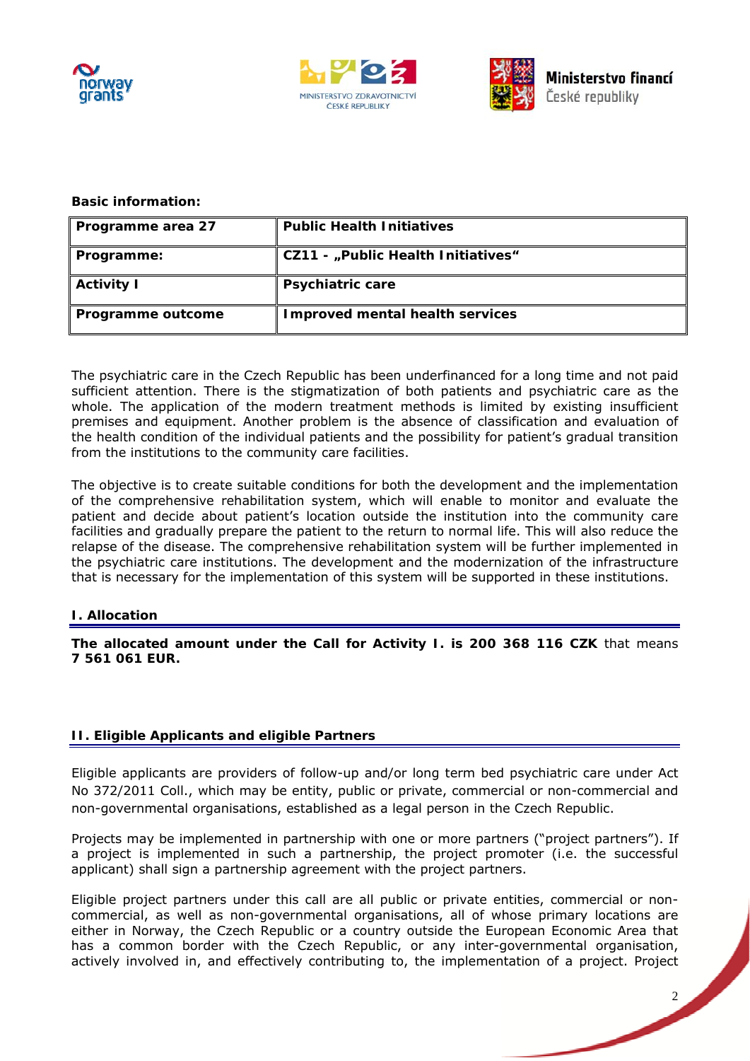**Basic information:**

| Programme area 27 | Public Health Initiatives |
|---|---|
| **Programme:** | **CZ11 - „Public Health Initiatives"** |
| **Activity I** | **Psychiatric care** |
| **Programme outcome** | **Improved mental health services** |

The psychiatric care in the Czech Republic has been underfinanced for a long time and not paid sufficient attention. There is the stigmatization of both patients and psychiatric care as the whole. The application of the modern treatment methods is limited by existing insufficient premises and equipment. Another problem is the absence of classification and evaluation of the health condition of the individual patients and the possibility for patient's gradual transition from the institutions to the community care facilities.

The objective is to create suitable conditions for both the development and the implementation of the comprehensive rehabilitation system, which will enable to monitor and evaluate the patient and decide about patient's location outside the institution into the community care facilities and gradually prepare the patient to the return to normal life. This will also reduce the relapse of the disease. The comprehensive rehabilitation system will be further implemented in the psychiatric care institutions. The development and the modernization of the infrastructure that is necessary for the implementation of this system will be supported in these institutions.

## I. Allocation

**The allocated amount under the Call for Activity I. is 200 368 116 CZK** that means **7 561 061 EUR.**

## II. Eligible Applicants and eligible Partners

Eligible applicants are providers of follow-up and/or long term bed psychiatric care under Act No 372/2011 Coll., which may be entity, public or private, commercial or non-commercial and non-governmental organisations, established as a legal person in the Czech Republic.

Projects may be implemented in partnership with one or more partners ("project partners"). If a project is implemented in such a partnership, the project promoter (i.e. the successful applicant) shall sign a partnership agreement with the project partners.

Eligible project partners under this call are all public or private entities, commercial or non-commercial, as well as non-governmental organisations, all of whose primary locations are either in Norway, the Czech Republic or a country outside the European Economic Area that has a common border with the Czech Republic, or any inter-governmental organisation, actively involved in, and effectively contributing to, the implementation of a project. Project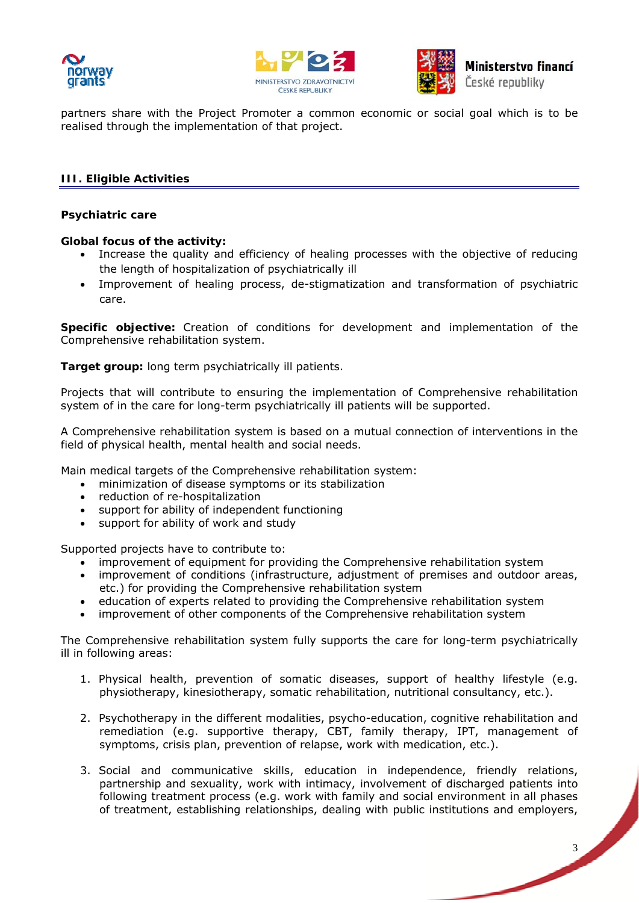partners share with the Project Promoter a common economic or social goal which is to be realised through the implementation of that project.

## III. Eligible Activities

### Psychiatric care

**Global focus of the activity:**

- Increase the quality and efficiency of healing processes with the objective of reducing the length of hospitalization of psychiatrically ill
- Improvement of healing process, de-stigmatization and transformation of psychiatric care.

**Specific objective:** Creation of conditions for development and implementation of the Comprehensive rehabilitation system.

**Target group:** long term psychiatrically ill patients.

Projects that will contribute to ensuring the implementation of Comprehensive rehabilitation system of in the care for long-term psychiatrically ill patients will be supported.

A Comprehensive rehabilitation system is based on a mutual connection of interventions in the field of physical health, mental health and social needs.

Main medical targets of the Comprehensive rehabilitation system:

- minimization of disease symptoms or its stabilization
- reduction of re-hospitalization
- support for ability of independent functioning
- support for ability of work and study

Supported projects have to contribute to:

- improvement of equipment for providing the Comprehensive rehabilitation system
- improvement of conditions (infrastructure, adjustment of premises and outdoor areas, etc.) for providing the Comprehensive rehabilitation system
- education of experts related to providing the Comprehensive rehabilitation system
- improvement of other components of the Comprehensive rehabilitation system

The Comprehensive rehabilitation system fully supports the care for long-term psychiatrically ill in following areas:

1. Physical health, prevention of somatic diseases, support of healthy lifestyle (e.g. physiotherapy, kinesiotherapy, somatic rehabilitation, nutritional consultancy, etc.).

2. Psychotherapy in the different modalities, psycho-education, cognitive rehabilitation and remediation (e.g. supportive therapy, CBT, family therapy, IPT, management of symptoms, crisis plan, prevention of relapse, work with medication, etc.).

3. Social and communicative skills, education in independence, friendly relations, partnership and sexuality, work with intimacy, involvement of discharged patients into following treatment process (e.g. work with family and social environment in all phases of treatment, establishing relationships, dealing with public institutions and employers,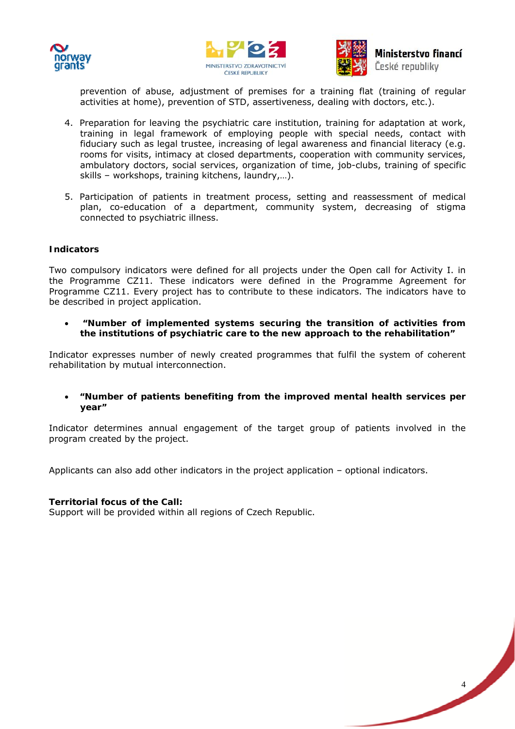prevention of abuse, adjustment of premises for a training flat (training of regular activities at home), prevention of STD, assertiveness, dealing with doctors, etc.).

4. Preparation for leaving the psychiatric care institution, training for adaptation at work, training in legal framework of employing people with special needs, contact with fiduciary such as legal trustee, increasing of legal awareness and financial literacy (e.g. rooms for visits, intimacy at closed departments, cooperation with community services, ambulatory doctors, social services, organization of time, job-clubs, training of specific skills – workshops, training kitchens, laundry,…).

5. Participation of patients in treatment process, setting and reassessment of medical plan, co-education of a department, community system, decreasing of stigma connected to psychiatric illness.

**Indicators**

Two compulsory indicators were defined for all projects under the Open call for Activity I. in the Programme CZ11. These indicators were defined in the Programme Agreement for Programme CZ11. Every project has to contribute to these indicators. The indicators have to be described in project application.

- **"Number of implemented systems securing the transition of activities from the institutions of psychiatric care to the new approach to the rehabilitation"**

Indicator expresses number of newly created programmes that fulfil the system of coherent rehabilitation by mutual interconnection.

- **"Number of patients benefiting from the improved mental health services per year"**

Indicator determines annual engagement of the target group of patients involved in the program created by the project.

Applicants can also add other indicators in the project application – optional indicators.

**Territorial focus of the Call:**
Support will be provided within all regions of Czech Republic.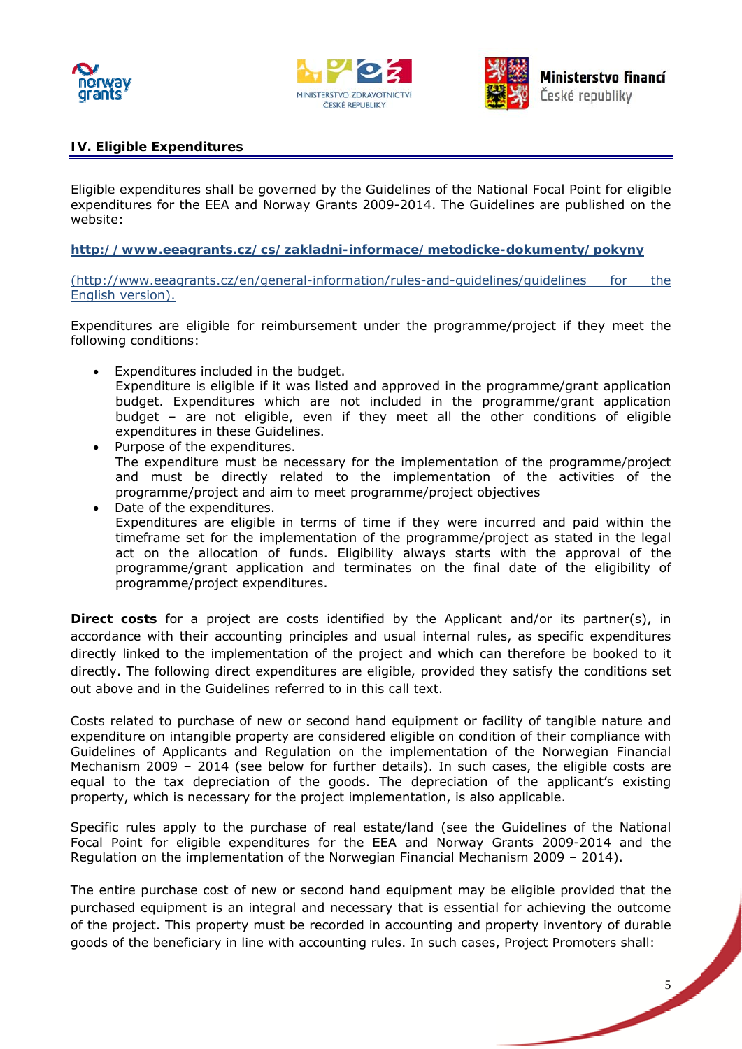## IV. Eligible Expenditures

Eligible expenditures shall be governed by the Guidelines of the National Focal Point for eligible expenditures for the EEA and Norway Grants 2009-2014. The Guidelines are published on the website:

**http://www.eeagrants.cz/cs/zakladni-informace/metodicke-dokumenty/pokyny**

(http://www.eeagrants.cz/en/general-information/rules-and-guidelines/guidelines for the English version).

Expenditures are eligible for reimbursement under the programme/project if they meet the following conditions:

- Expenditures included in the budget.
  Expenditure is eligible if it was listed and approved in the programme/grant application budget. Expenditures which are not included in the programme/grant application budget – are not eligible, even if they meet all the other conditions of eligible expenditures in these Guidelines.
- Purpose of the expenditures.
  The expenditure must be necessary for the implementation of the programme/project and must be directly related to the implementation of the activities of the programme/project and aim to meet programme/project objectives
- Date of the expenditures.
  Expenditures are eligible in terms of time if they were incurred and paid within the timeframe set for the implementation of the programme/project as stated in the legal act on the allocation of funds. Eligibility always starts with the approval of the programme/grant application and terminates on the final date of the eligibility of programme/project expenditures.

**Direct costs** for a project are costs identified by the Applicant and/or its partner(s), in accordance with their accounting principles and usual internal rules, as specific expenditures directly linked to the implementation of the project and which can therefore be booked to it directly. The following direct expenditures are eligible, provided they satisfy the conditions set out above and in the Guidelines referred to in this call text.

Costs related to purchase of new or second hand equipment or facility of tangible nature and expenditure on intangible property are considered eligible on condition of their compliance with Guidelines of Applicants and Regulation on the implementation of the Norwegian Financial Mechanism 2009 – 2014 (see below for further details). In such cases, the eligible costs are equal to the tax depreciation of the goods. The depreciation of the applicant's existing property, which is necessary for the project implementation, is also applicable.

Specific rules apply to the purchase of real estate/land (see the Guidelines of the National Focal Point for eligible expenditures for the EEA and Norway Grants 2009-2014 and the Regulation on the implementation of the Norwegian Financial Mechanism 2009 – 2014).

The entire purchase cost of new or second hand equipment may be eligible provided that the purchased equipment is an integral and necessary that is essential for achieving the outcome of the project. This property must be recorded in accounting and property inventory of durable goods of the beneficiary in line with accounting rules. In such cases, Project Promoters shall: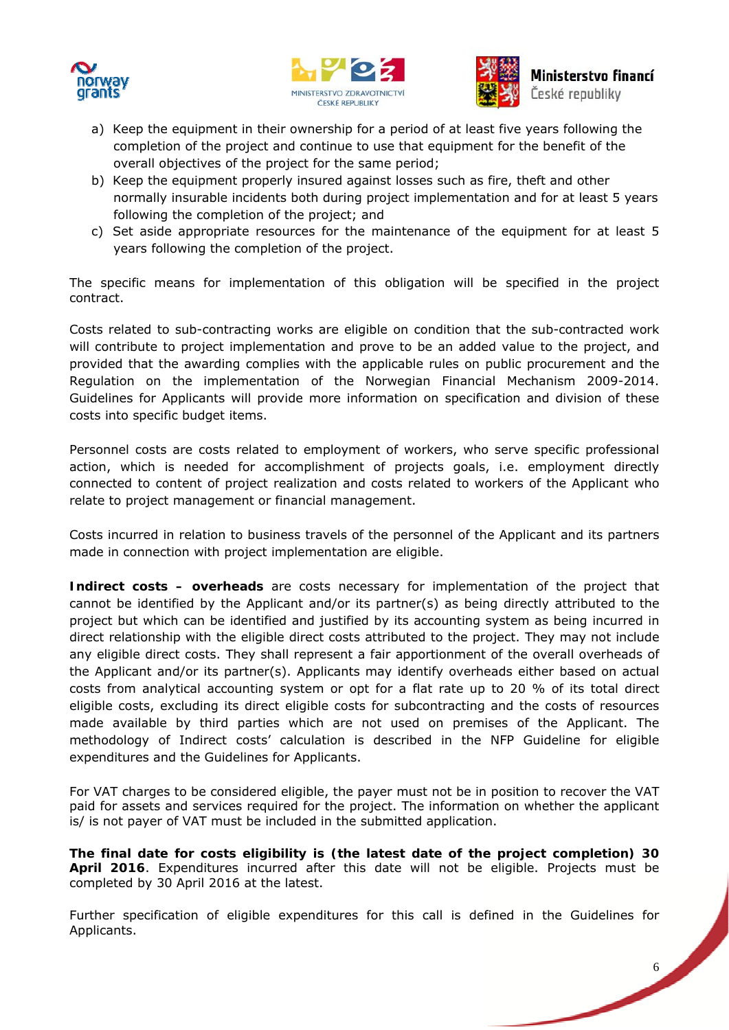a) Keep the equipment in their ownership for a period of at least five years following the completion of the project and continue to use that equipment for the benefit of the overall objectives of the project for the same period;
b) Keep the equipment properly insured against losses such as fire, theft and other normally insurable incidents both during project implementation and for at least 5 years following the completion of the project; and
c) Set aside appropriate resources for the maintenance of the equipment for at least 5 years following the completion of the project.

The specific means for implementation of this obligation will be specified in the project contract.

Costs related to sub-contracting works are eligible on condition that the sub-contracted work will contribute to project implementation and prove to be an added value to the project, and provided that the awarding complies with the applicable rules on public procurement and the Regulation on the implementation of the Norwegian Financial Mechanism 2009-2014. Guidelines for Applicants will provide more information on specification and division of these costs into specific budget items.

Personnel costs are costs related to employment of workers, who serve specific professional action, which is needed for accomplishment of projects goals, i.e. employment directly connected to content of project realization and costs related to workers of the Applicant who relate to project management or financial management.

Costs incurred in relation to business travels of the personnel of the Applicant and its partners made in connection with project implementation are eligible.

**Indirect costs – overheads** are costs necessary for implementation of the project that cannot be identified by the Applicant and/or its partner(s) as being directly attributed to the project but which can be identified and justified by its accounting system as being incurred in direct relationship with the eligible direct costs attributed to the project. They may not include any eligible direct costs. They shall represent a fair apportionment of the overall overheads of the Applicant and/or its partner(s). Applicants may identify overheads either based on actual costs from analytical accounting system or opt for a flat rate up to 20 % of its total direct eligible costs, excluding its direct eligible costs for subcontracting and the costs of resources made available by third parties which are not used on premises of the Applicant. The methodology of Indirect costs' calculation is described in the NFP Guideline for eligible expenditures and the Guidelines for Applicants.

For VAT charges to be considered eligible, the payer must not be in position to recover the VAT paid for assets and services required for the project. The information on whether the applicant is/ is not payer of VAT must be included in the submitted application.

**The final date for costs eligibility is (the latest date of the project completion) 30 April 2016**. Expenditures incurred after this date will not be eligible. Projects must be completed by 30 April 2016 at the latest.

Further specification of eligible expenditures for this call is defined in the Guidelines for Applicants.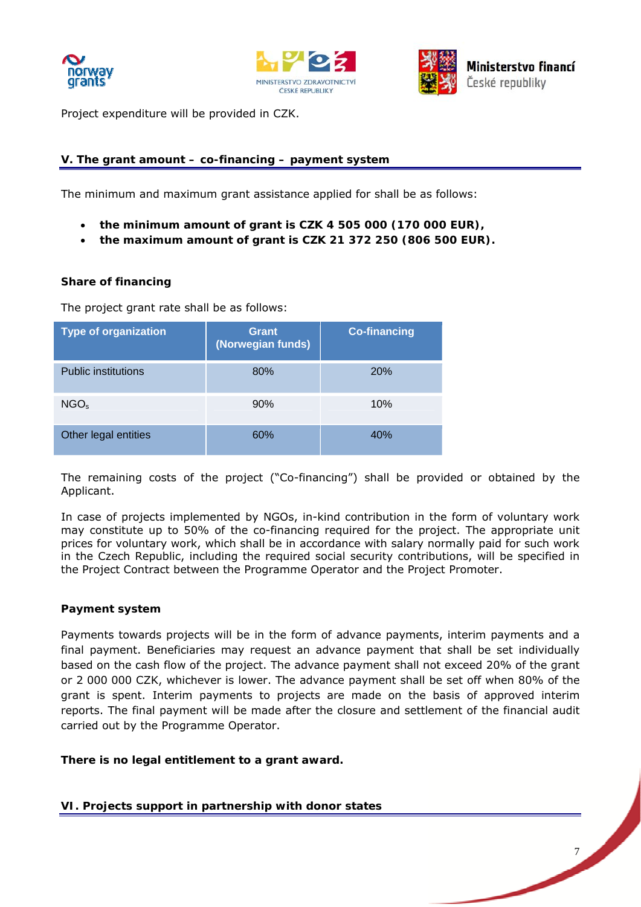Project expenditure will be provided in CZK.

## V. The grant amount – co-financing – payment system

The minimum and maximum grant assistance applied for shall be as follows:

- **the minimum amount of grant is CZK 4 505 000 (170 000 EUR),**
- **the maximum amount of grant is CZK 21 372 250 (806 500 EUR).**

### Share of financing

The project grant rate shall be as follows:

| Type of organization | Grant (Norwegian funds) | Co-financing |
|---|---|---|
| Public institutions | 80% | 20% |
| NGOs | 90% | 10% |
| Other legal entities | 60% | 40% |

The remaining costs of the project ("Co-financing") shall be provided or obtained by the Applicant.

In case of projects implemented by NGOs, in-kind contribution in the form of voluntary work may constitute up to 50% of the co-financing required for the project. The appropriate unit prices for voluntary work, which shall be in accordance with salary normally paid for such work in the Czech Republic, including the required social security contributions, will be specified in the Project Contract between the Programme Operator and the Project Promoter.

### Payment system

Payments towards projects will be in the form of advance payments, interim payments and a final payment. Beneficiaries may request an advance payment that shall be set individually based on the cash flow of the project. The advance payment shall not exceed 20% of the grant or 2 000 000 CZK, whichever is lower. The advance payment shall be set off when 80% of the grant is spent. Interim payments to projects are made on the basis of approved interim reports. The final payment will be made after the closure and settlement of the financial audit carried out by the Programme Operator.

**There is no legal entitlement to a grant award.**

## VI. Projects support in partnership with donor states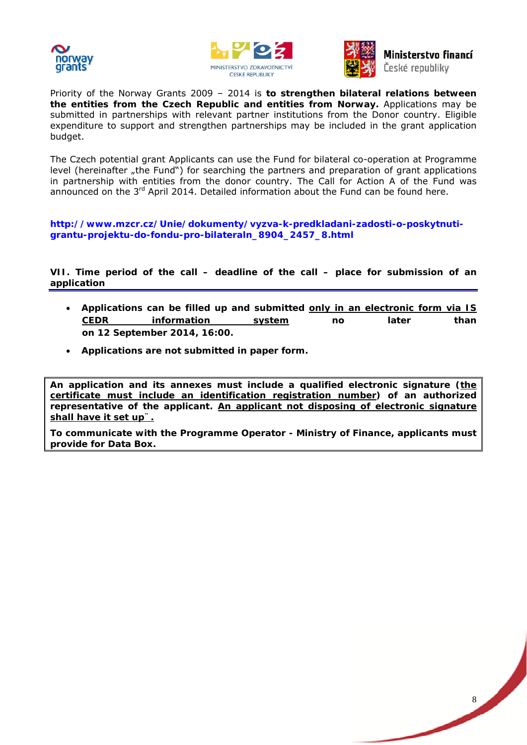Priority of the Norway Grants 2009 – 2014 is **to strengthen bilateral relations between the entities from the Czech Republic and entities from Norway.** Applications may be submitted in partnerships with relevant partner institutions from the Donor country. Eligible expenditure to support and strengthen partnerships may be included in the grant application budget.

The Czech potential grant Applicants can use the Fund for bilateral co-operation at Programme level (hereinafter „the Fund") for searching the partners and preparation of grant applications in partnership with entities from the donor country. The Call for Action A of the Fund was announced on the 3rd April 2014. Detailed information about the Fund can be found here.

**http://www.mzcr.cz/Unie/dokumenty/vyzva-k-predkladani-zadosti-o-poskytnuti-grantu-projektu-do-fondu-pro-bilateraln_8904_2457_8.html**

## VII. Time period of the call – deadline of the call – place for submission of an application

- **Applications can be filled up and submitted only in an electronic form via IS CEDR information system no later than on 12 September 2014, 16:00.**
- **Applications are not submitted in paper form.**

**An application and its annexes must include a qualified electronic signature (the certificate must include an identification registration number) of an authorized representative of the applicant. An applicant not disposing of electronic signature shall have it set up¨.**

**To communicate with the Programme Operator - Ministry of Finance, applicants must provide for Data Box.**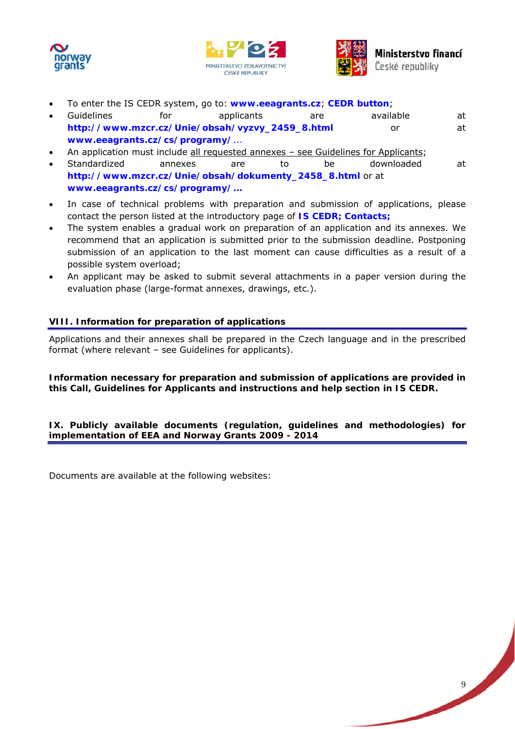- To enter the IS CEDR system, go to: **www.eeagrants.cz**; **CEDR button**;
- Guidelines for applicants are available at **http://www.mzcr.cz/Unie/obsah/vyzvy_2459_8.html** or at **www.eeagrants.cz/cs/programy/** ...
- An application must include all requested annexes – see Guidelines for Applicants;
- Standardized annexes are to be downloaded at **http://www.mzcr.cz/Unie/obsah/dokumenty_2458_8.html** or at **www.eeagrants.cz/cs/programy/...**
- In case of technical problems with preparation and submission of applications, please contact the person listed at the introductory page of **IS CEDR; Contacts;**
- The system enables a gradual work on preparation of an application and its annexes. We recommend that an application is submitted prior to the submission deadline. Postponing submission of an application to the last moment can cause difficulties as a result of a possible system overload;
- An applicant may be asked to submit several attachments in a paper version during the evaluation phase (large-format annexes, drawings, etc.).

## VIII. Information for preparation of applications

Applications and their annexes shall be prepared in the Czech language and in the prescribed format (where relevant – see Guidelines for applicants).

**Information necessary for preparation and submission of applications are provided in this Call, Guidelines for Applicants and instructions and help section in IS CEDR.**

## IX. Publicly available documents (regulation, guidelines and methodologies) for implementation of EEA and Norway Grants 2009 - 2014

Documents are available at the following websites: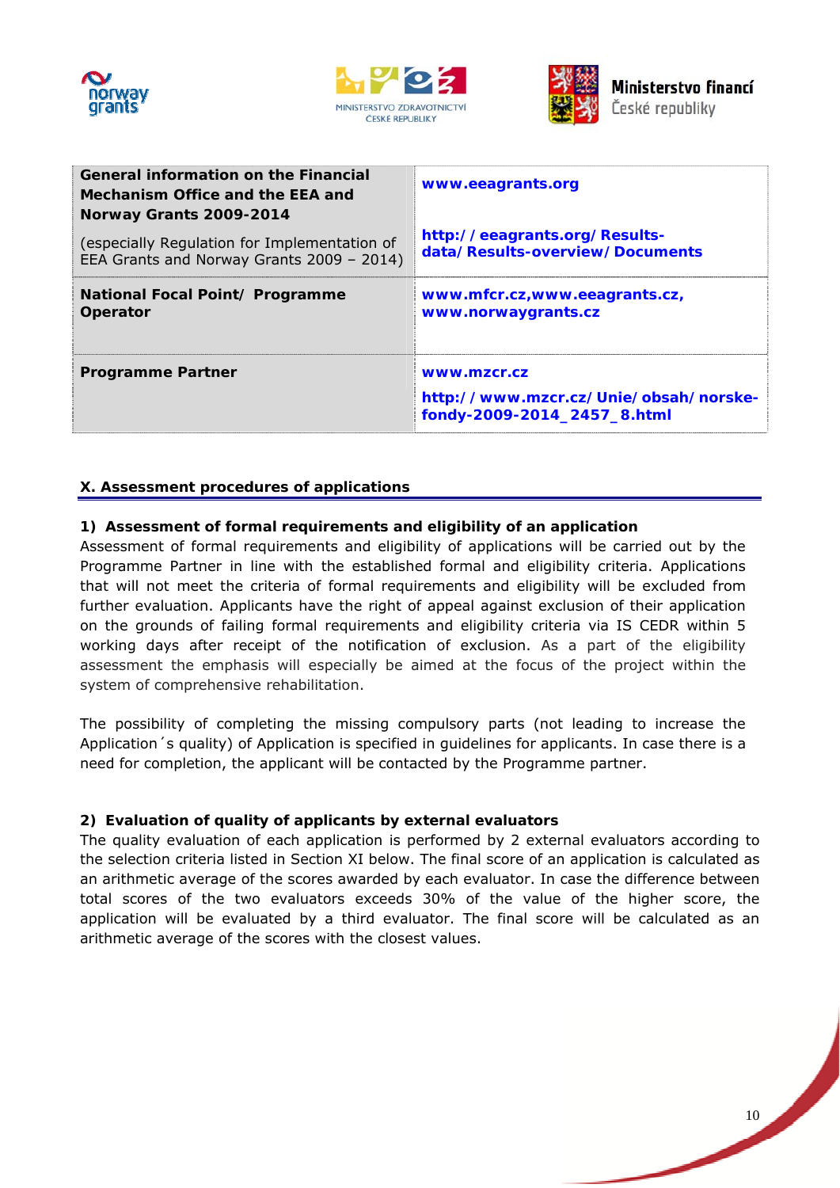| **General information on the Financial Mechanism Office and the EEA and Norway Grants 2009-2014** (especially Regulation for Implementation of EEA Grants and Norway Grants 2009 – 2014) | **www.eeagrants.org** **http://eeagrants.org/Results-data/Results-overview/Documents** |
|---|---|
| **National Focal Point/ Programme Operator** | **www.mfcr.cz,www.eeagrants.cz, www.norwaygrants.cz** |
| **Programme Partner** | **www.mzcr.cz** **http://www.mzcr.cz/Unie/obsah/norske-fondy-2009-2014_2457_8.html** |

## X. Assessment procedures of applications

### 1) Assessment of formal requirements and eligibility of an application

Assessment of formal requirements and eligibility of applications will be carried out by the Programme Partner in line with the established formal and eligibility criteria. Applications that will not meet the criteria of formal requirements and eligibility will be excluded from further evaluation. Applicants have the right of appeal against exclusion of their application on the grounds of failing formal requirements and eligibility criteria via IS CEDR within 5 working days after receipt of the notification of exclusion. As a part of the eligibility assessment the emphasis will especially be aimed at the focus of the project within the system of comprehensive rehabilitation.

The possibility of completing the missing compulsory parts (not leading to increase the Application´s quality) of Application is specified in guidelines for applicants. In case there is a need for completion, the applicant will be contacted by the Programme partner.

### 2) Evaluation of quality of applicants by external evaluators

The quality evaluation of each application is performed by 2 external evaluators according to the selection criteria listed in Section XI below. The final score of an application is calculated as an arithmetic average of the scores awarded by each evaluator. In case the difference between total scores of the two evaluators exceeds 30% of the value of the higher score, the application will be evaluated by a third evaluator. The final score will be calculated as an arithmetic average of the scores with the closest values.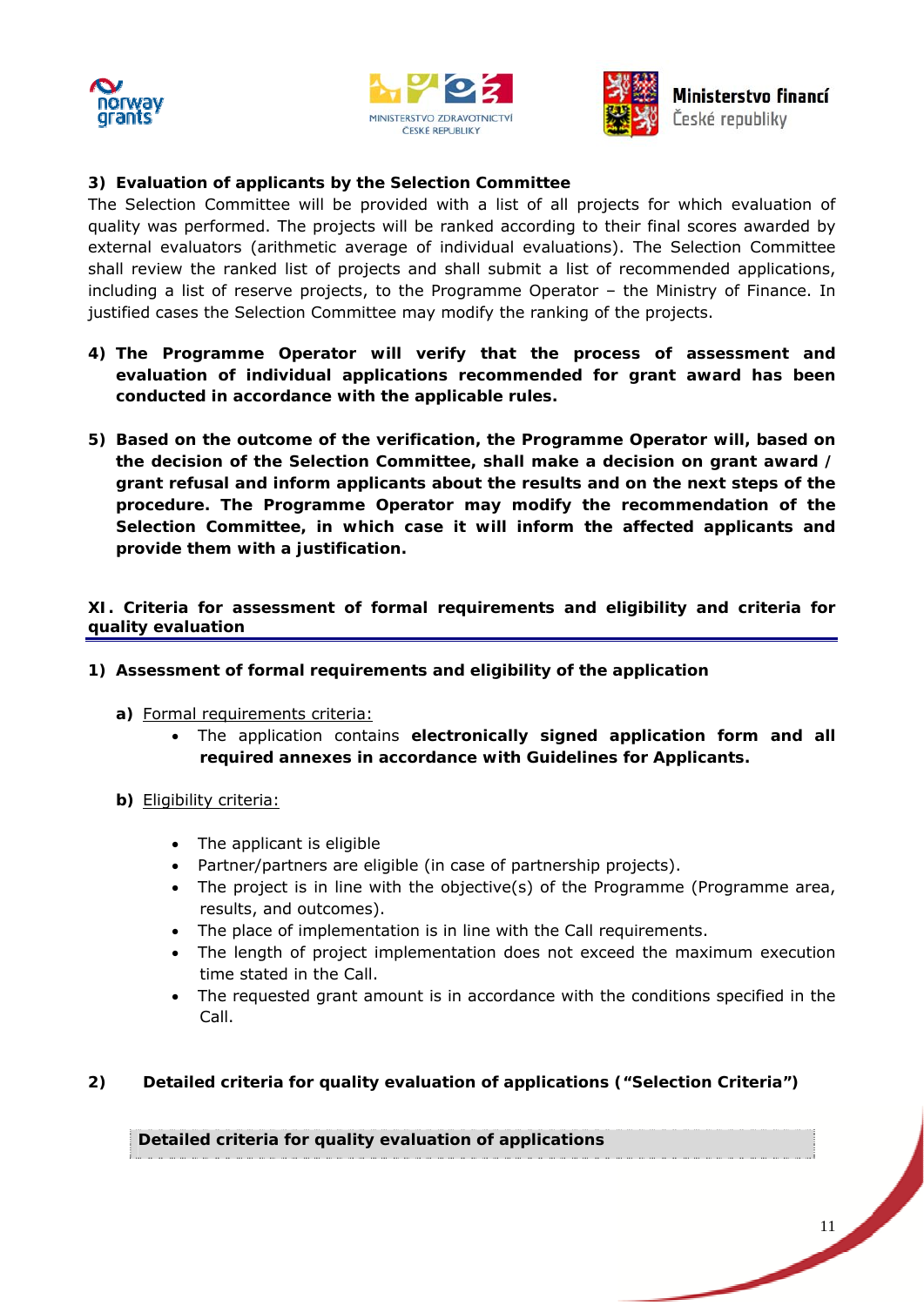**3) Evaluation of applicants by the Selection Committee**

The Selection Committee will be provided with a list of all projects for which evaluation of quality was performed. The projects will be ranked according to their final scores awarded by external evaluators (arithmetic average of individual evaluations). The Selection Committee shall review the ranked list of projects and shall submit a list of recommended applications, including a list of reserve projects, to the Programme Operator – the Ministry of Finance. In justified cases the Selection Committee may modify the ranking of the projects.

**4) The Programme Operator will verify that the process of assessment and evaluation of individual applications recommended for grant award has been conducted in accordance with the applicable rules.**

**5) Based on the outcome of the verification, the Programme Operator will, based on the decision of the Selection Committee, shall make a decision on grant award / grant refusal and inform applicants about the results and on the next steps of the procedure. The Programme Operator may modify the recommendation of the Selection Committee, in which case it will inform the affected applicants and provide them with a justification.**

## XI. Criteria for assessment of formal requirements and eligibility and criteria for quality evaluation

**1) Assessment of formal requirements and eligibility of the application**

**a)** Formal requirements criteria:

- The application contains **electronically signed application form and all required annexes in accordance with Guidelines for Applicants.**

**b)** Eligibility criteria:

- The applicant is eligible
- Partner/partners are eligible (in case of partnership projects).
- The project is in line with the objective(s) of the Programme (Programme area, results, and outcomes).
- The place of implementation is in line with the Call requirements.
- The length of project implementation does not exceed the maximum execution time stated in the Call.
- The requested grant amount is in accordance with the conditions specified in the Call.

**2) Detailed criteria for quality evaluation of applications ("Selection Criteria")**

| **Detailed criteria for quality evaluation of applications** |
| --- |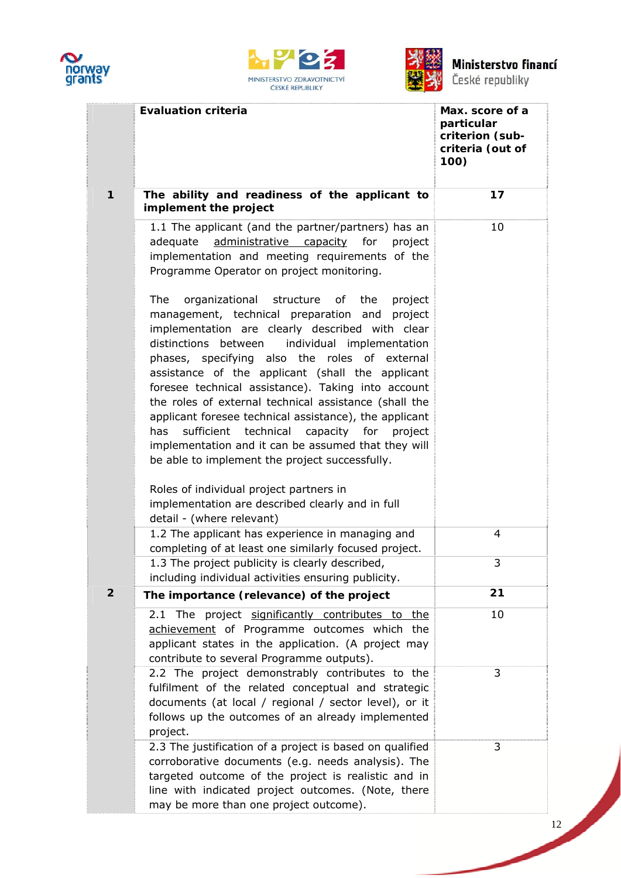| | Evaluation criteria | Max. score of a particular criterion (sub-criteria (out of 100) |
|---|---|---|
| **1** | **The ability and readiness of the applicant to implement the project** | **17** |
| | 1.1 The applicant (and the partner/partners) has an adequate administrative capacity for project implementation and meeting requirements of the Programme Operator on project monitoring.<br><br>The organizational structure of the project management, technical preparation and project implementation are clearly described with clear distinctions between individual implementation phases, specifying also the roles of external assistance of the applicant (shall the applicant foresee technical assistance). Taking into account the roles of external technical assistance (shall the applicant foresee technical assistance), the applicant has sufficient technical capacity for project implementation and it can be assumed that they will be able to implement the project successfully.<br><br>Roles of individual project partners in implementation are described clearly and in full detail - (where relevant) | 10 |
| | 1.2 The applicant has experience in managing and completing of at least one similarly focused project. | 4 |
| | 1.3 The project publicity is clearly described, including individual activities ensuring publicity. | 3 |
| **2** | **The importance (relevance) of the project** | **21** |
| | 2.1 The project significantly contributes to the achievement of Programme outcomes which the applicant states in the application. (A project may contribute to several Programme outputs). | 10 |
| | 2.2 The project demonstrably contributes to the fulfilment of the related conceptual and strategic documents (at local / regional / sector level), or it follows up the outcomes of an already implemented project. | 3 |
| | 2.3 The justification of a project is based on qualified corroborative documents (e.g. needs analysis). The targeted outcome of the project is realistic and in line with indicated project outcomes. (Note, there may be more than one project outcome). | 3 |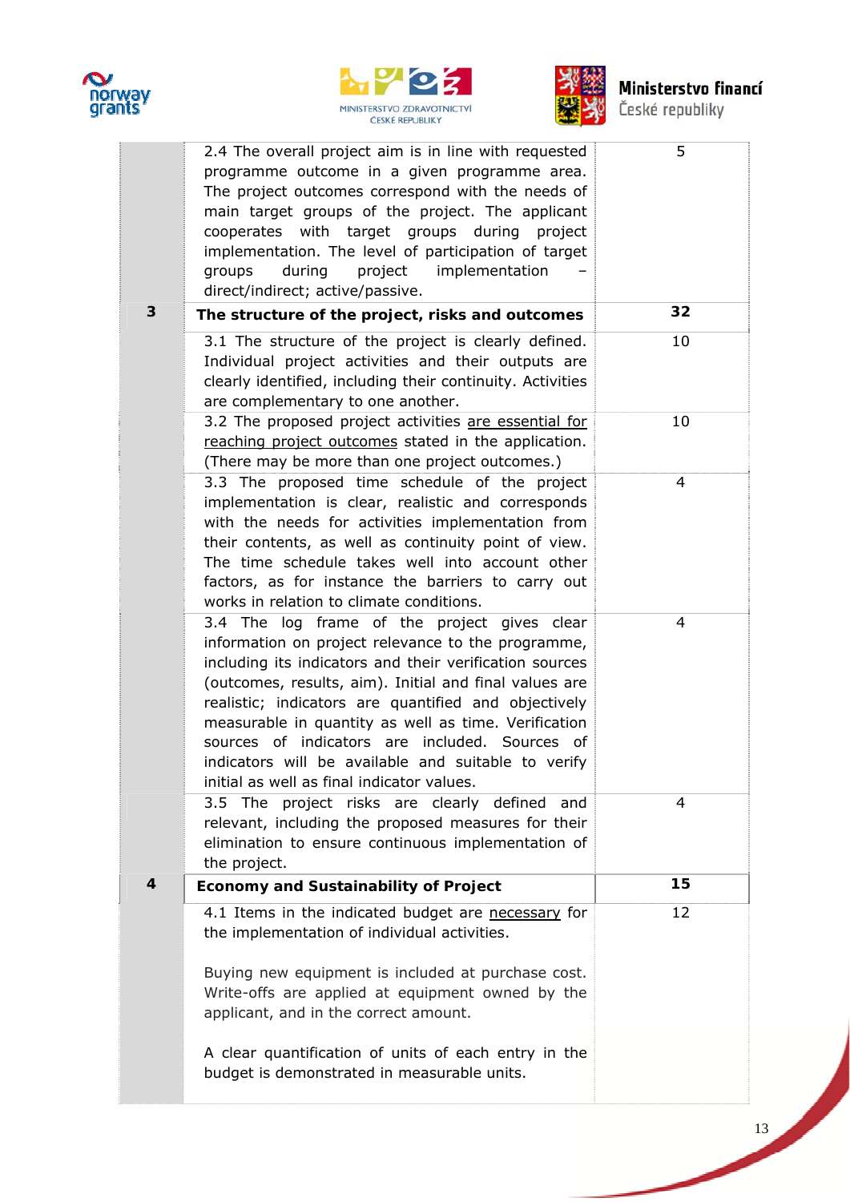| | | |
|---|---|---|
| | 2.4 The overall project aim is in line with requested programme outcome in a given programme area. The project outcomes correspond with the needs of main target groups of the project. The applicant cooperates with target groups during project implementation. The level of participation of target groups during project implementation – direct/indirect; active/passive. | 5 |
| **3** | **The structure of the project, risks and outcomes** | **32** |
| | 3.1 The structure of the project is clearly defined. Individual project activities and their outputs are clearly identified, including their continuity. Activities are complementary to one another. | 10 |
| | 3.2 The proposed project activities <u>are essential for reaching project outcomes</u> stated in the application. (There may be more than one project outcomes.) | 10 |
| | 3.3 The proposed time schedule of the project implementation is clear, realistic and corresponds with the needs for activities implementation from their contents, as well as continuity point of view. The time schedule takes well into account other factors, as for instance the barriers to carry out works in relation to climate conditions. | 4 |
| | 3.4 The log frame of the project gives clear information on project relevance to the programme, including its indicators and their verification sources (outcomes, results, aim). Initial and final values are realistic; indicators are quantified and objectively measurable in quantity as well as time. Verification sources of indicators are included. Sources of indicators will be available and suitable to verify initial as well as final indicator values. | 4 |
| | 3.5 The project risks are clearly defined and relevant, including the proposed measures for their elimination to ensure continuous implementation of the project. | 4 |
| **4** | **Economy and Sustainability of Project** | **15** |
| | 4.1 Items in the indicated budget are <u>necessary</u> for the implementation of individual activities.<br><br>Buying new equipment is included at purchase cost. Write-offs are applied at equipment owned by the applicant, and in the correct amount.<br><br>A clear quantification of units of each entry in the budget is demonstrated in measurable units. | 12 |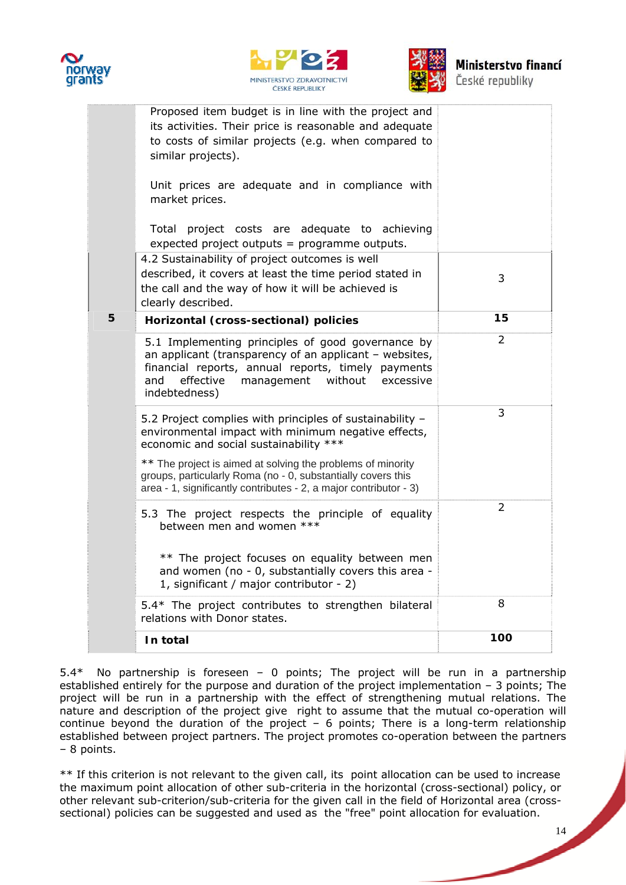| | | |
|---|---|---|
| | Proposed item budget is in line with the project and its activities. Their price is reasonable and adequate to costs of similar projects (e.g. when compared to similar projects).<br><br>Unit prices are adequate and in compliance with market prices.<br><br>Total project costs are adequate to achieving expected project outputs = programme outputs. | |
| | 4.2 Sustainability of project outcomes is well described, it covers at least the time period stated in the call and the way of how it will be achieved is clearly described. | 3 |
| **5** | **Horizontal (cross-sectional) policies** | **15** |
| | 5.1 Implementing principles of good governance by an applicant (transparency of an applicant – websites, financial reports, annual reports, timely payments and effective management without excessive indebtedness) | 2 |
| | 5.2 Project complies with principles of sustainability – environmental impact with minimum negative effects, economic and social sustainability ***<br><br>** The project is aimed at solving the problems of minority groups, particularly Roma (no - 0, substantially covers this area - 1, significantly contributes - 2, a major contributor - 3) | 3 |
| | 5.3 The project respects the principle of equality between men and women ***<br><br>** The project focuses on equality between men and women (no - 0, substantially covers this area - 1, significant / major contributor - 2) | 2 |
| | 5.4* The project contributes to strengthen bilateral relations with Donor states. | 8 |
| | **In total** | **100** |

5.4* No partnership is foreseen – 0 points; The project will be run in a partnership established entirely for the purpose and duration of the project implementation – 3 points; The project will be run in a partnership with the effect of strengthening mutual relations. The nature and description of the project give right to assume that the mutual co-operation will continue beyond the duration of the project – 6 points; There is a long-term relationship established between project partners. The project promotes co-operation between the partners – 8 points.

** If this criterion is not relevant to the given call, its point allocation can be used to increase the maximum point allocation of other sub-criteria in the horizontal (cross-sectional) policy, or other relevant sub-criterion/sub-criteria for the given call in the field of Horizontal area (cross-sectional) policies can be suggested and used as the "free" point allocation for evaluation.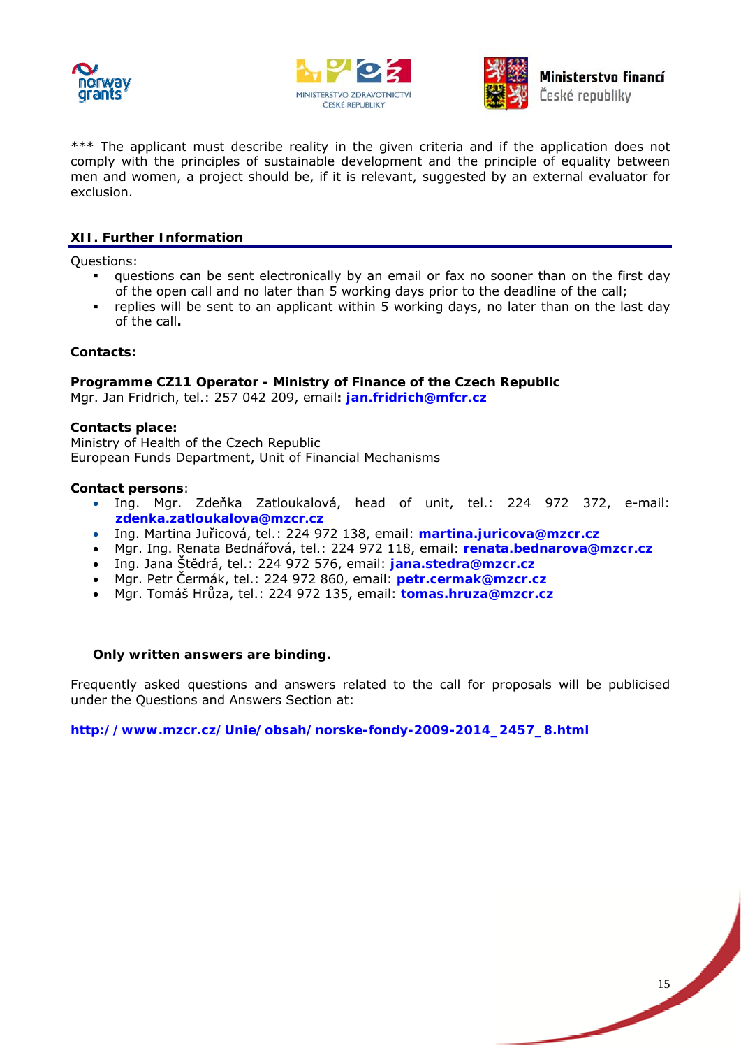*** The applicant must describe reality in the given criteria and if the application does not comply with the principles of sustainable development and the principle of equality between men and women, a project should be, if it is relevant, suggested by an external evaluator for exclusion.

## XII. Further Information

Questions:

- questions can be sent electronically by an email or fax no sooner than on the first day of the open call and no later than 5 working days prior to the deadline of the call;
- replies will be sent to an applicant within 5 working days, no later than on the last day of the call**.**

**Contacts:**

**Programme CZ11 Operator - Ministry of Finance of the Czech Republic**
Mgr. Jan Fridrich, tel.: 257 042 209, email**: jan.fridrich@mfcr.cz**

**Contacts place:**
Ministry of Health of the Czech Republic
European Funds Department, Unit of Financial Mechanisms

**Contact persons**:

- Ing. Mgr. Zdeňka Zatloukalová, head of unit, tel.: 224 972 372, e-mail: **zdenka.zatloukalova@mzcr.cz**
- Ing. Martina Juřicová, tel.: 224 972 138, email: **martina.juricova@mzcr.cz**
- Mgr. Ing. Renata Bednářová, tel.: 224 972 118, email: **renata.bednarova@mzcr.cz**
- Ing. Jana Štědrá, tel.: 224 972 576, email: **jana.stedra@mzcr.cz**
- Mgr. Petr Čermák, tel.: 224 972 860, email: **petr.cermak@mzcr.cz**
- Mgr. Tomáš Hrůza, tel.: 224 972 135, email: **tomas.hruza@mzcr.cz**

**Only written answers are binding.**

Frequently asked questions and answers related to the call for proposals will be publicised under the Questions and Answers Section at:

**http://www.mzcr.cz/Unie/obsah/norske-fondy-2009-2014_2457_8.html**